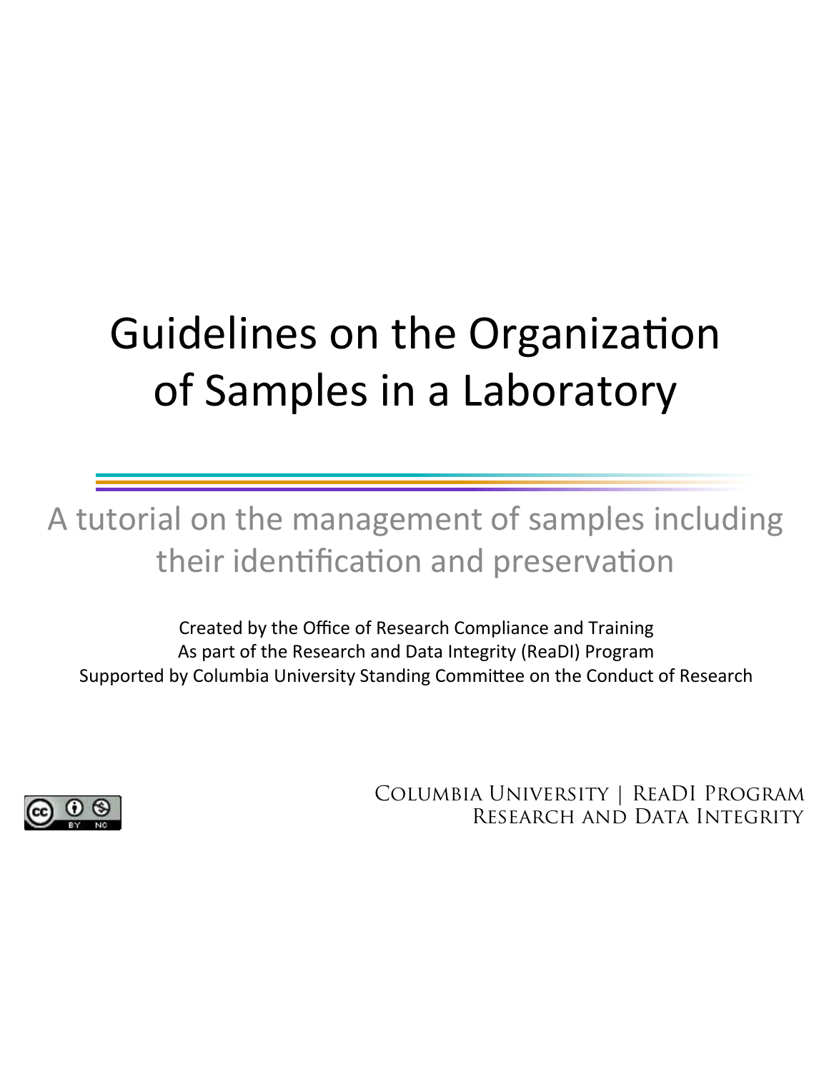# Guidelines on the Organization of Samples in a Laboratory

## A tutorial on the management of samples including their identification and preservation

Created by the Office of Research Compliance and Training
As part of the Research and Data Integrity (ReaDI) Program
Supported by Columbia University Standing Committee on the Conduct of Research

Columbia University | ReaDI Program
Research and Data Integrity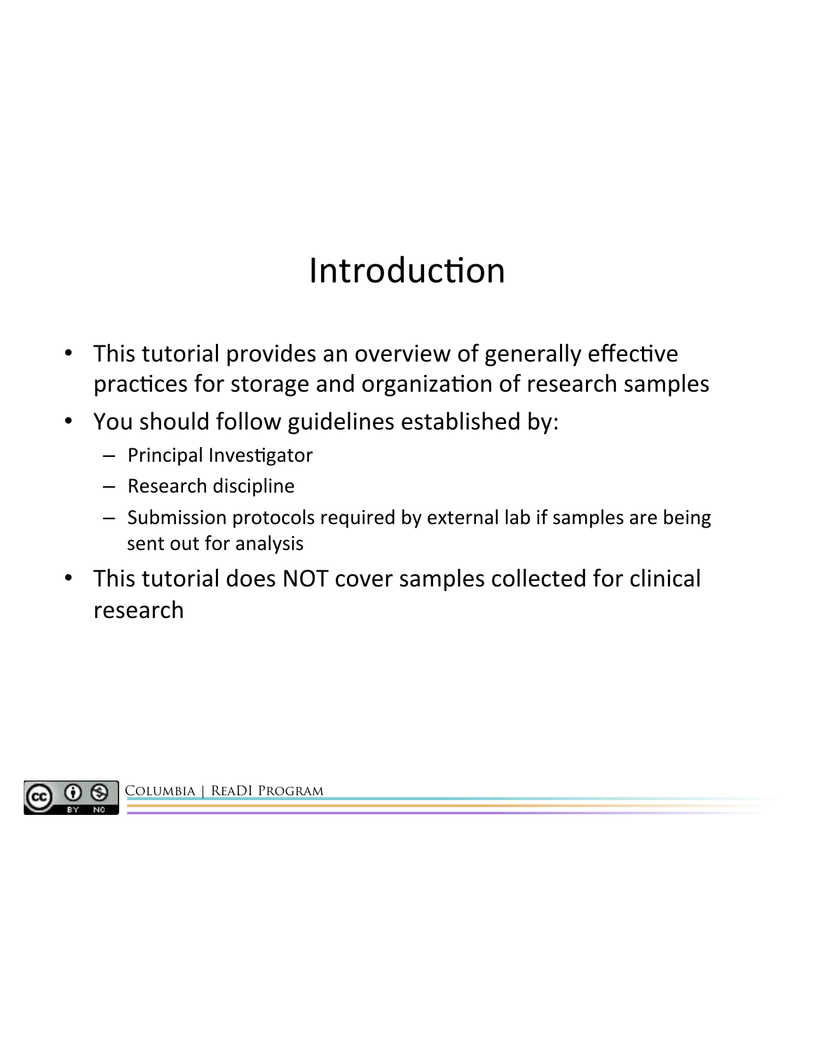# Introduction

- This tutorial provides an overview of generally effective practices for storage and organization of research samples
- You should follow guidelines established by:
  - Principal Investigator
  - Research discipline
  - Submission protocols required by external lab if samples are being sent out for analysis
- This tutorial does NOT cover samples collected for clinical research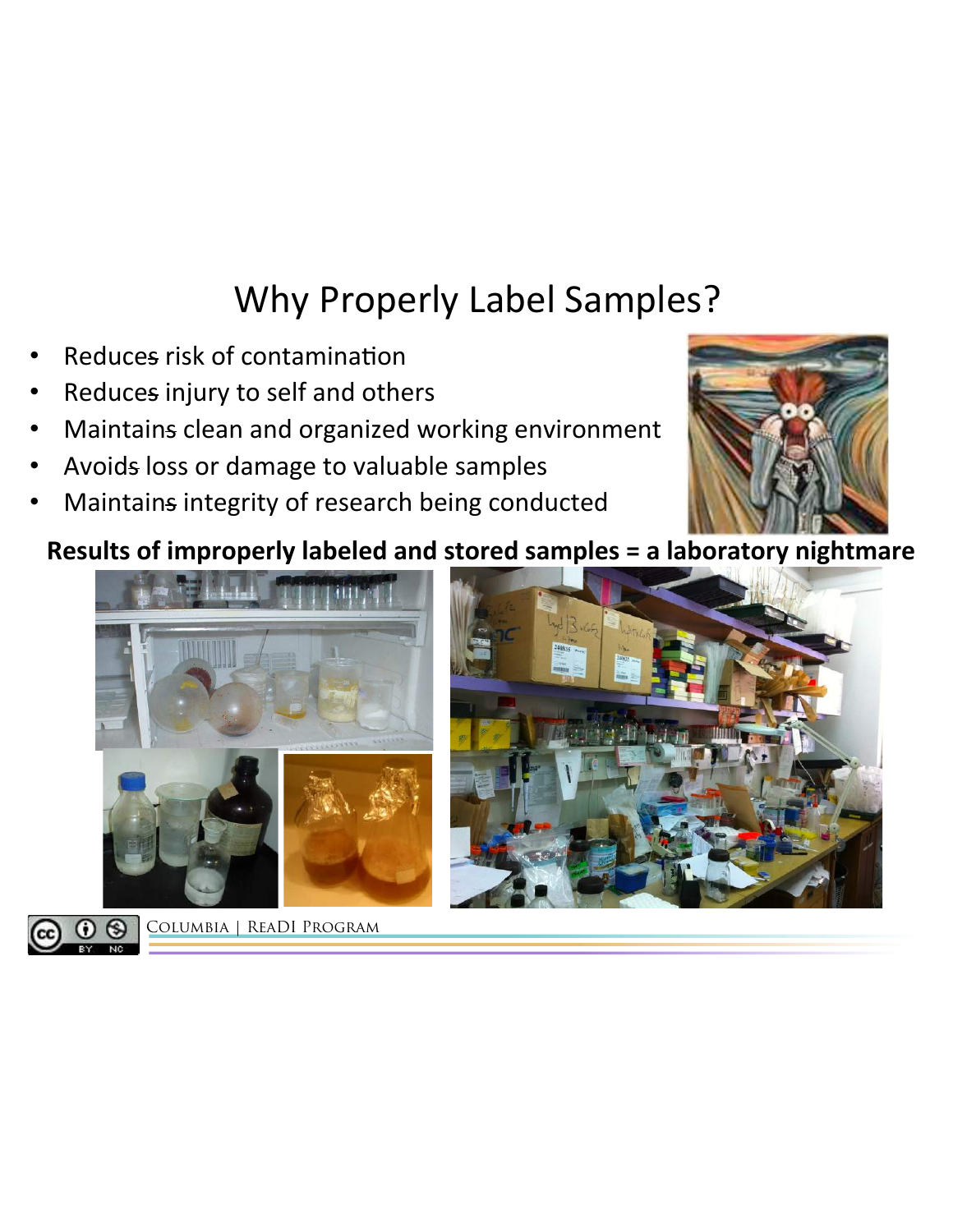# Why Properly Label Samples?

- Reduces risk of contamination
- Reduces injury to self and others
- Maintains clean and organized working environment
- Avoids loss or damage to valuable samples
- Maintains integrity of research being conducted

**Results of improperly labeled and stored samples = a laboratory nightmare**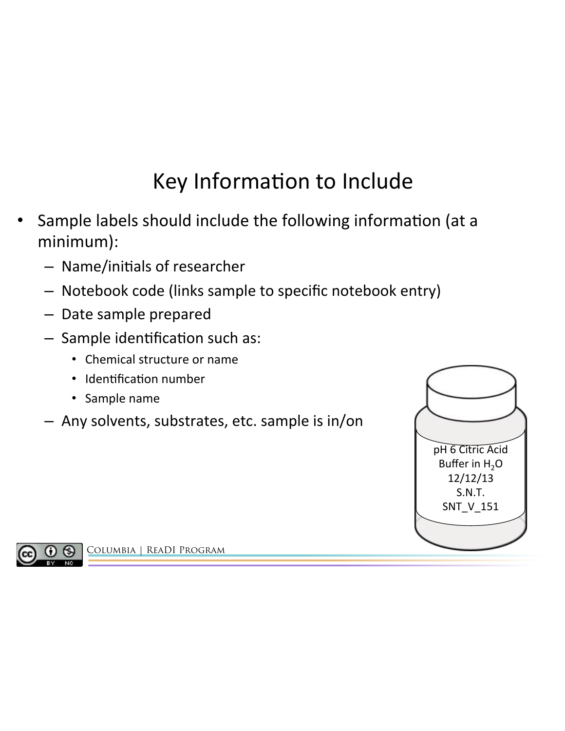# Key Information to Include

- Sample labels should include the following information (at a minimum):
  - Name/initials of researcher
  - Notebook code (links sample to specific notebook entry)
  - Date sample prepared
  - Sample identification such as:
    - Chemical structure or name
    - Identification number
    - Sample name
  - Any solvents, substrates, etc. sample is in/on

pH 6 Citric Acid
Buffer in $H_2O$
12/12/13
S.N.T.
SNT_V_151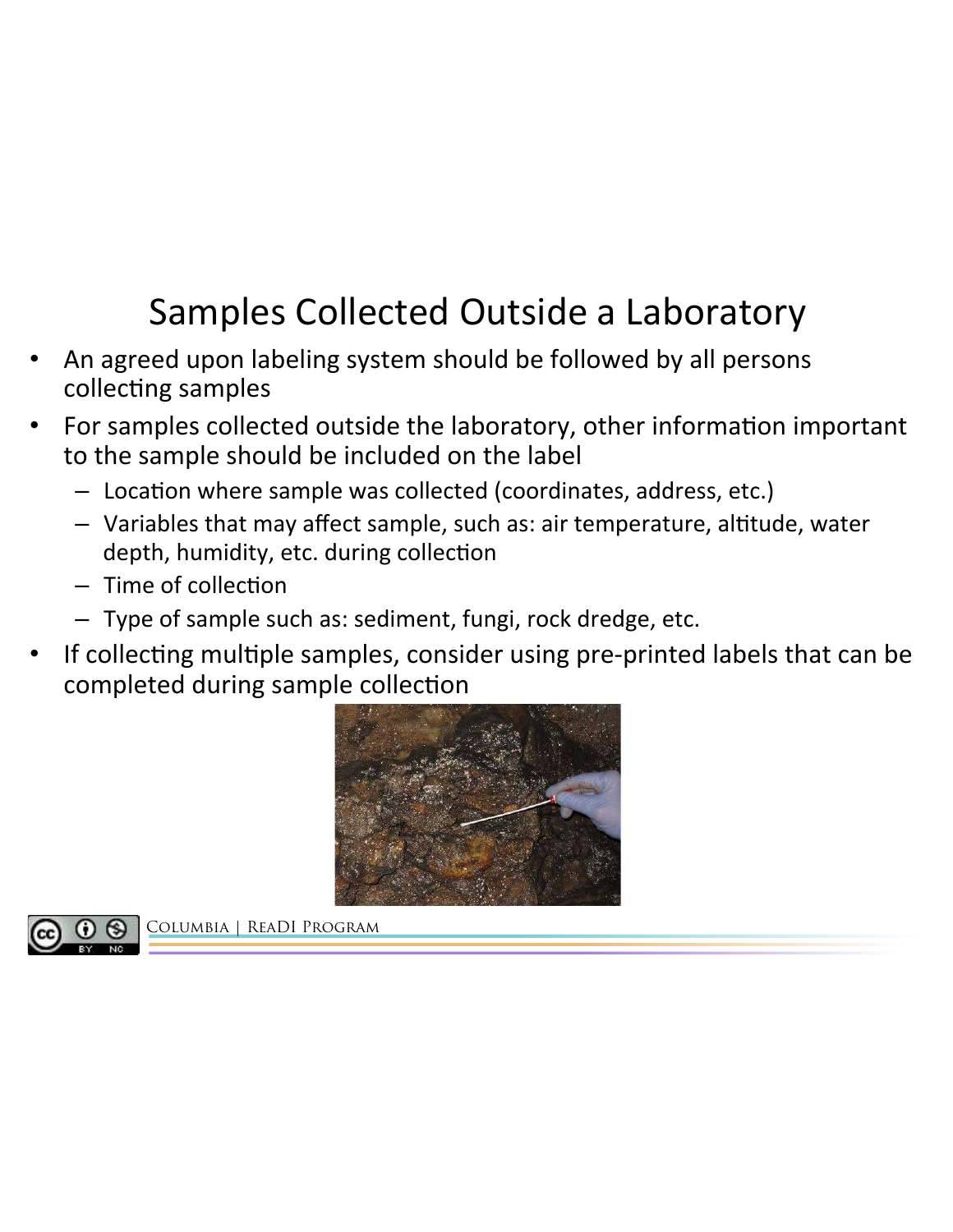# Samples Collected Outside a Laboratory

- An agreed upon labeling system should be followed by all persons collecting samples
- For samples collected outside the laboratory, other information important to the sample should be included on the label
  - Location where sample was collected (coordinates, address, etc.)
  - Variables that may affect sample, such as: air temperature, altitude, water depth, humidity, etc. during collection
  - Time of collection
  - Type of sample such as: sediment, fungi, rock dredge, etc.
- If collecting multiple samples, consider using pre-printed labels that can be completed during sample collection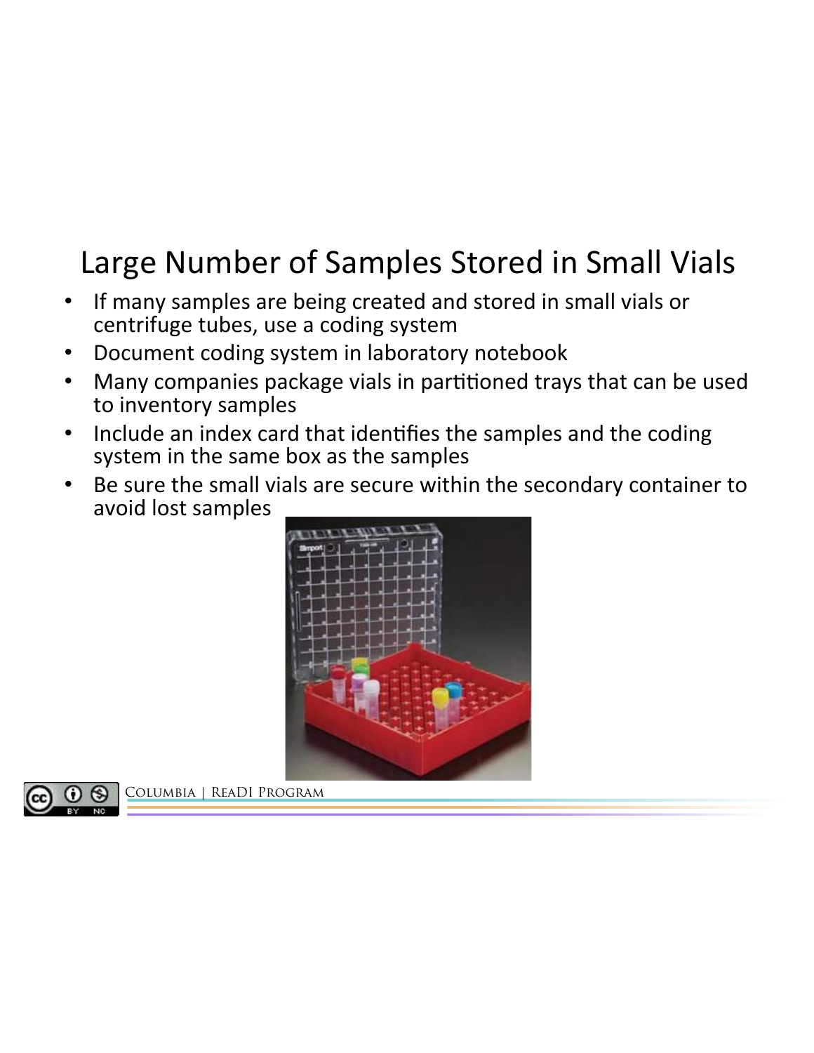# Large Number of Samples Stored in Small Vials

- If many samples are being created and stored in small vials or centrifuge tubes, use a coding system
- Document coding system in laboratory notebook
- Many companies package vials in partitioned trays that can be used to inventory samples
- Include an index card that identifies the samples and the coding system in the same box as the samples
- Be sure the small vials are secure within the secondary container to avoid lost samples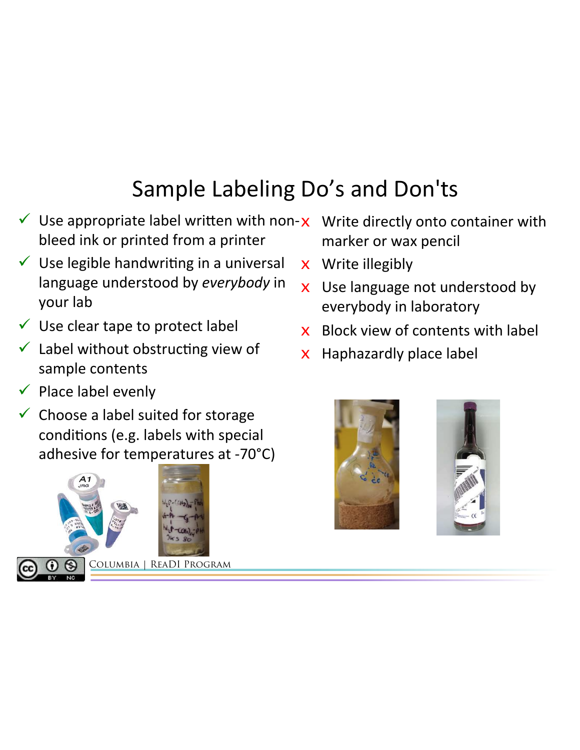# Sample Labeling Do's and Don'ts

- ✓ Use appropriate label written with non-bleed ink or printed from a printer
- ✓ Use legible handwriting in a universal language understood by *everybody* in your lab
- ✓ Use clear tape to protect label
- ✓ Label without obstructing view of sample contents
- ✓ Place label evenly
- ✓ Choose a label suited for storage conditions (e.g. labels with special adhesive for temperatures at -70°C)

- x Write directly onto container with marker or wax pencil
- x Write illegibly
- x Use language not understood by everybody in laboratory
- x Block view of contents with label
- x Haphazardly place label

Columbia | ReaDI Program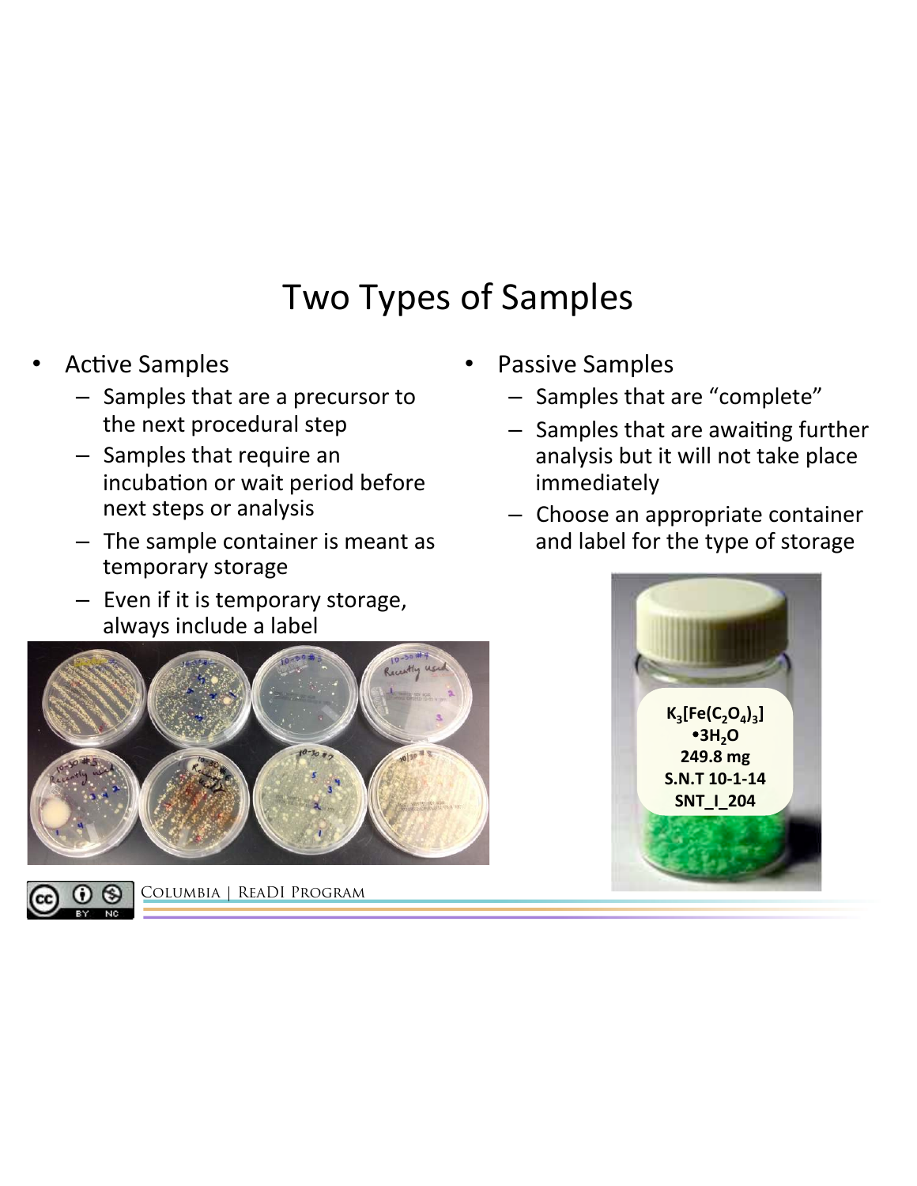# Two Types of Samples

- Active Samples
  - Samples that are a precursor to the next procedural step
  - Samples that require an incubation or wait period before next steps or analysis
  - The sample container is meant as temporary storage
  - Even if it is temporary storage, always include a label
- Passive Samples
  - Samples that are "complete"
  - Samples that are awaiting further analysis but it will not take place immediately
  - Choose an appropriate container and label for the type of storage

**$K_3[Fe(C_2O_4)_3]$**
**•$3H_2O$**
**249.8 mg**
**S.N.T 10-1-14**
**SNT_I_204**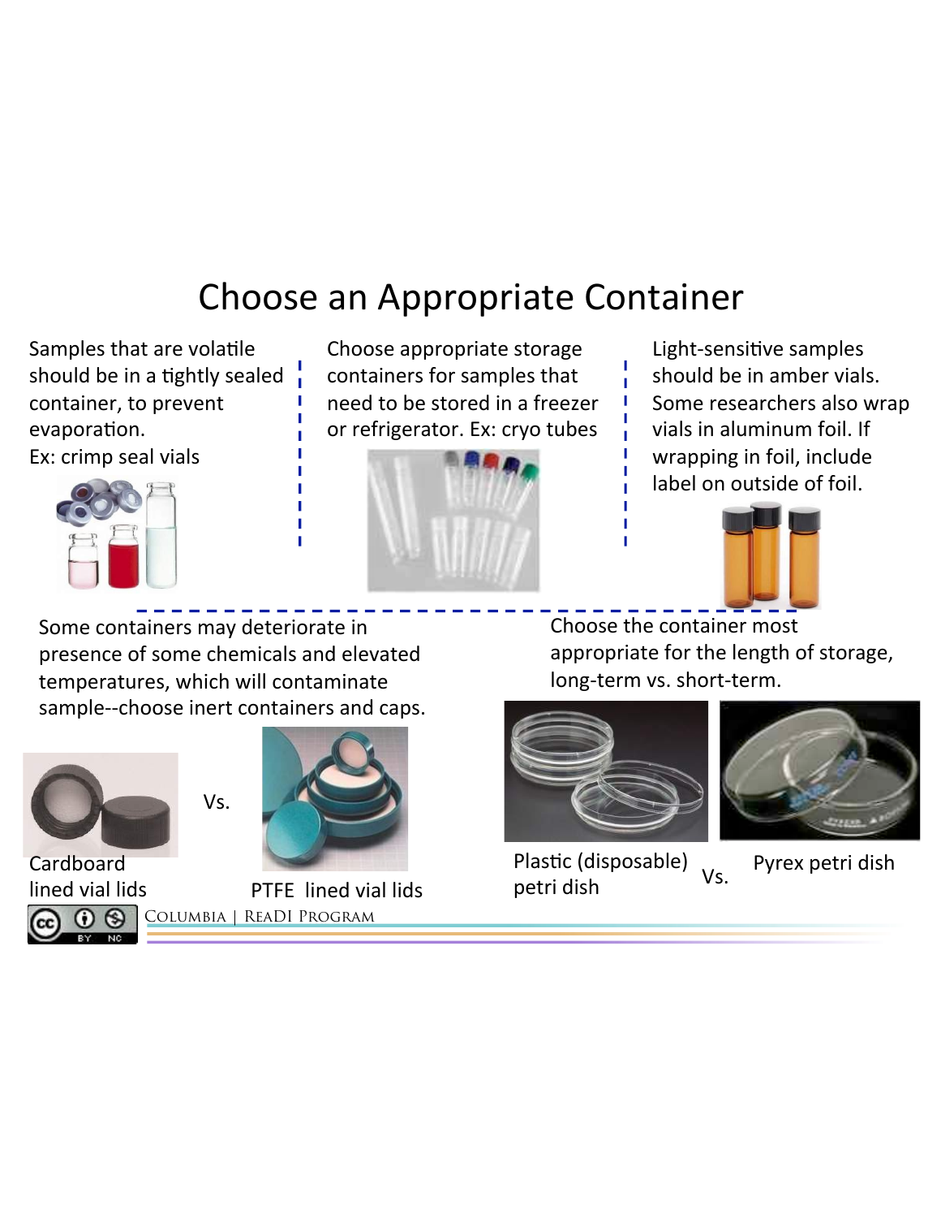# Choose an Appropriate Container

Samples that are volatile should be in a tightly sealed container, to prevent evaporation.
Ex: crimp seal vials

Choose appropriate storage containers for samples that need to be stored in a freezer or refrigerator. Ex: cryo tubes

Light-sensitive samples should be in amber vials. Some researchers also wrap vials in aluminum foil. If wrapping in foil, include label on outside of foil.

Some containers may deteriorate in presence of some chemicals and elevated temperatures, which will contaminate sample--choose inert containers and caps.

Cardboard lined vial lids Vs. PTFE lined vial lids

Choose the container most appropriate for the length of storage, long-term vs. short-term.

Plastic (disposable) petri dish Vs. Pyrex petri dish

Columbia | ReaDI Program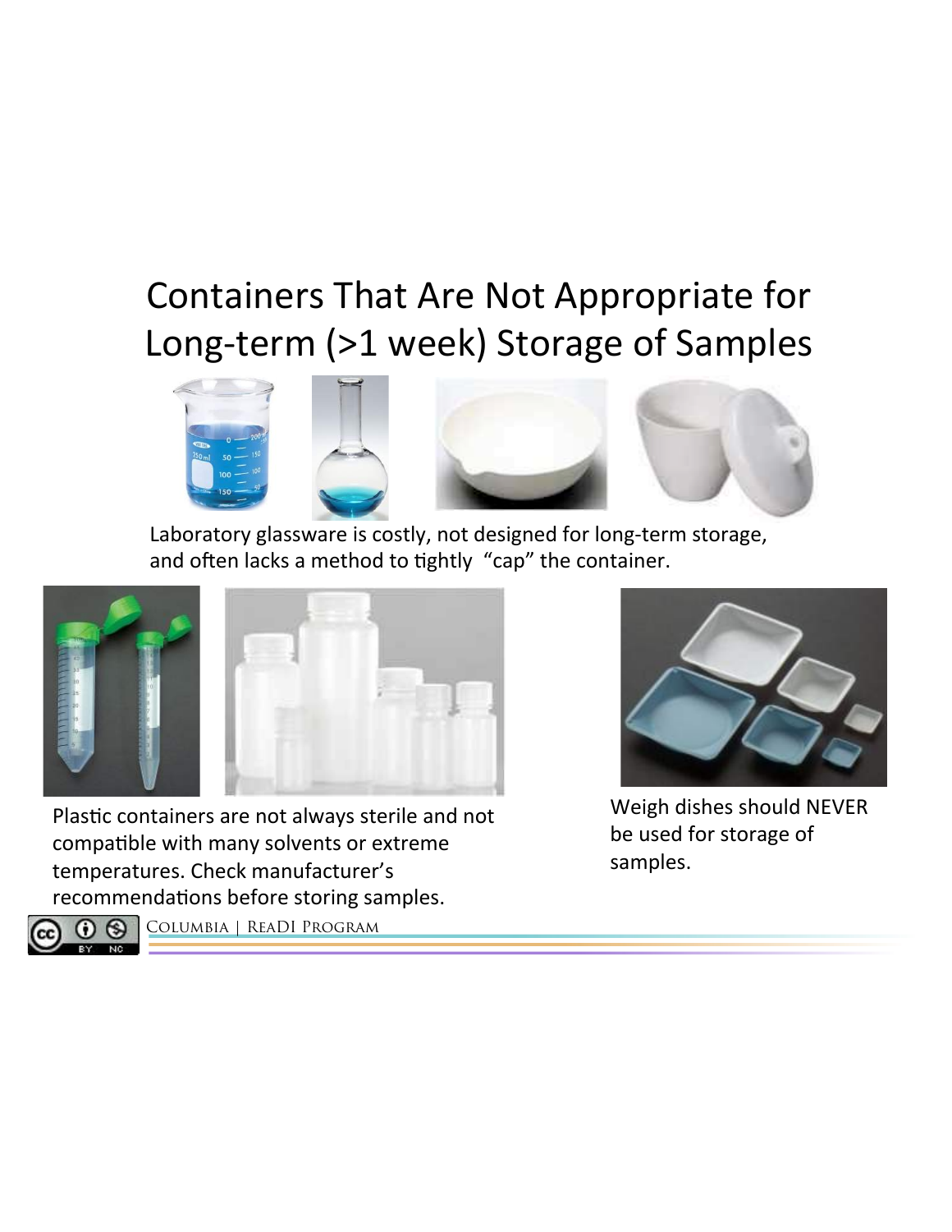# Containers That Are Not Appropriate for Long-term (>1 week) Storage of Samples

Laboratory glassware is costly, not designed for long-term storage, and often lacks a method to tightly "cap" the container.

Plastic containers are not always sterile and not compatible with many solvents or extreme temperatures. Check manufacturer's recommendations before storing samples.

Weigh dishes should NEVER be used for storage of samples.

Columbia | ReaDI Program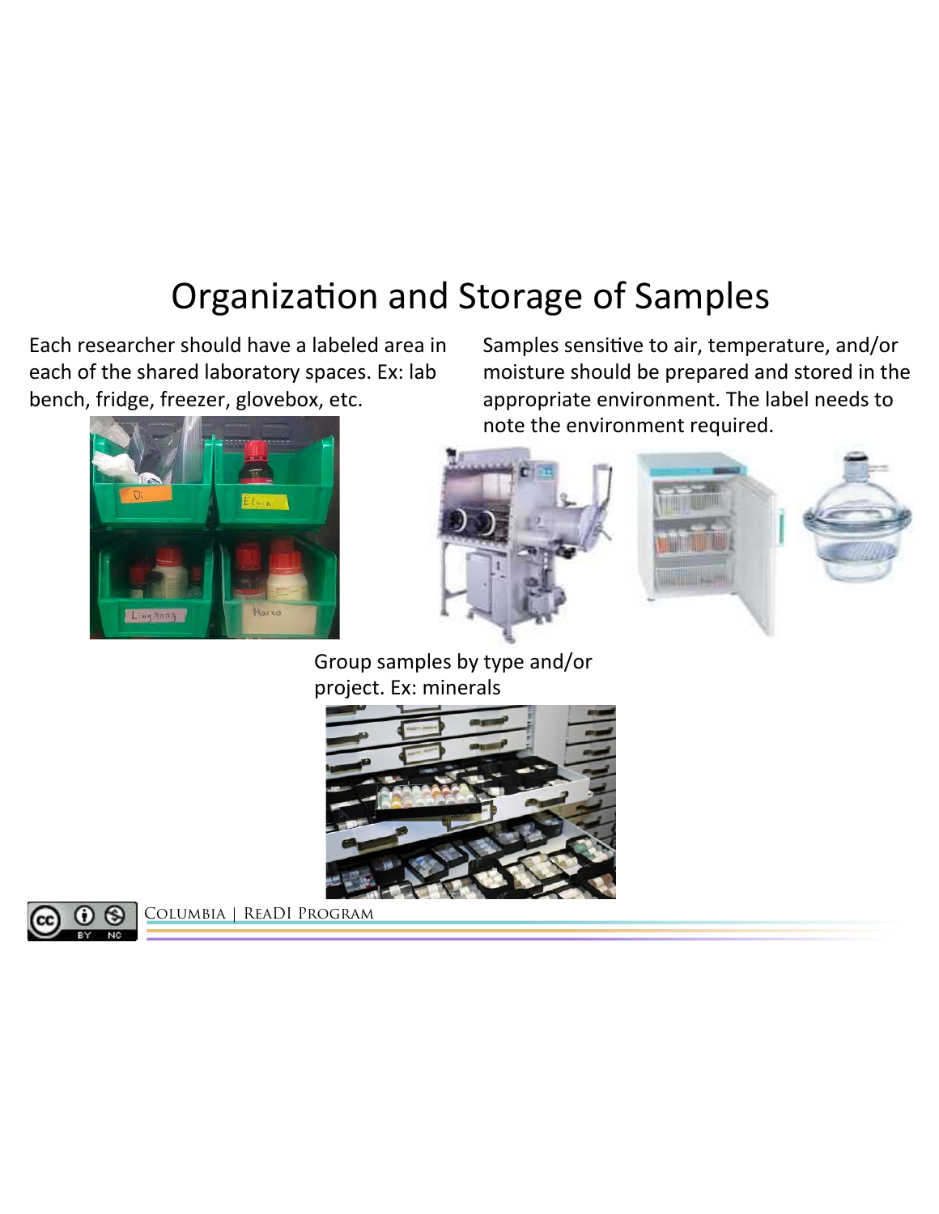# Organization and Storage of Samples

Each researcher should have a labeled area in each of the shared laboratory spaces. Ex: lab bench, fridge, freezer, glovebox, etc.

Samples sensitive to air, temperature, and/or moisture should be prepared and stored in the appropriate environment. The label needs to note the environment required.

Group samples by type and/or project. Ex: minerals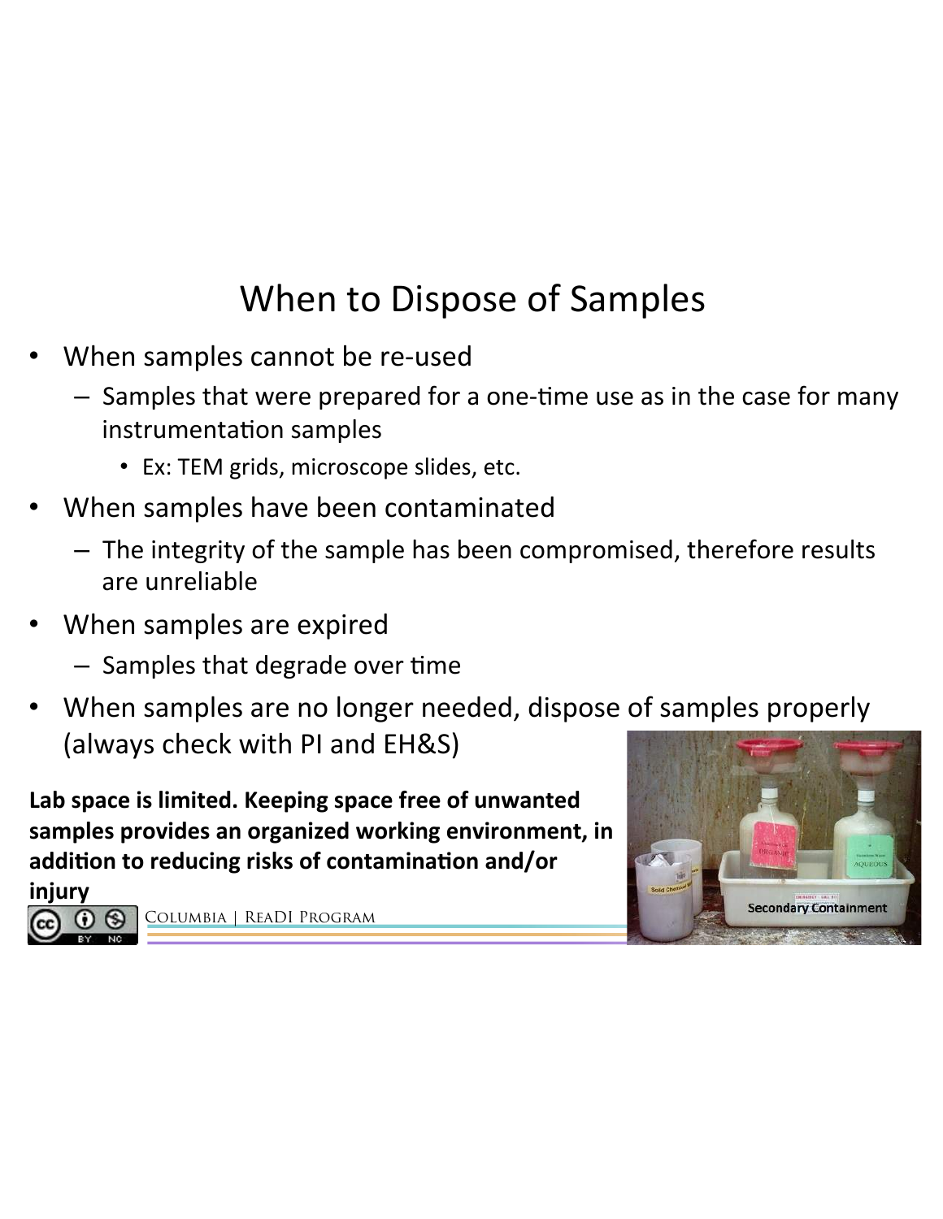# When to Dispose of Samples

- When samples cannot be re-used
  - Samples that were prepared for a one-time use as in the case for many instrumentation samples
    - Ex: TEM grids, microscope slides, etc.
- When samples have been contaminated
  - The integrity of the sample has been compromised, therefore results are unreliable
- When samples are expired
  - Samples that degrade over time
- When samples are no longer needed, dispose of samples properly (always check with PI and EH&S)

**Lab space is limited. Keeping space free of unwanted samples provides an organized working environment, in addition to reducing risks of contamination and/or injury**

Secondary Containment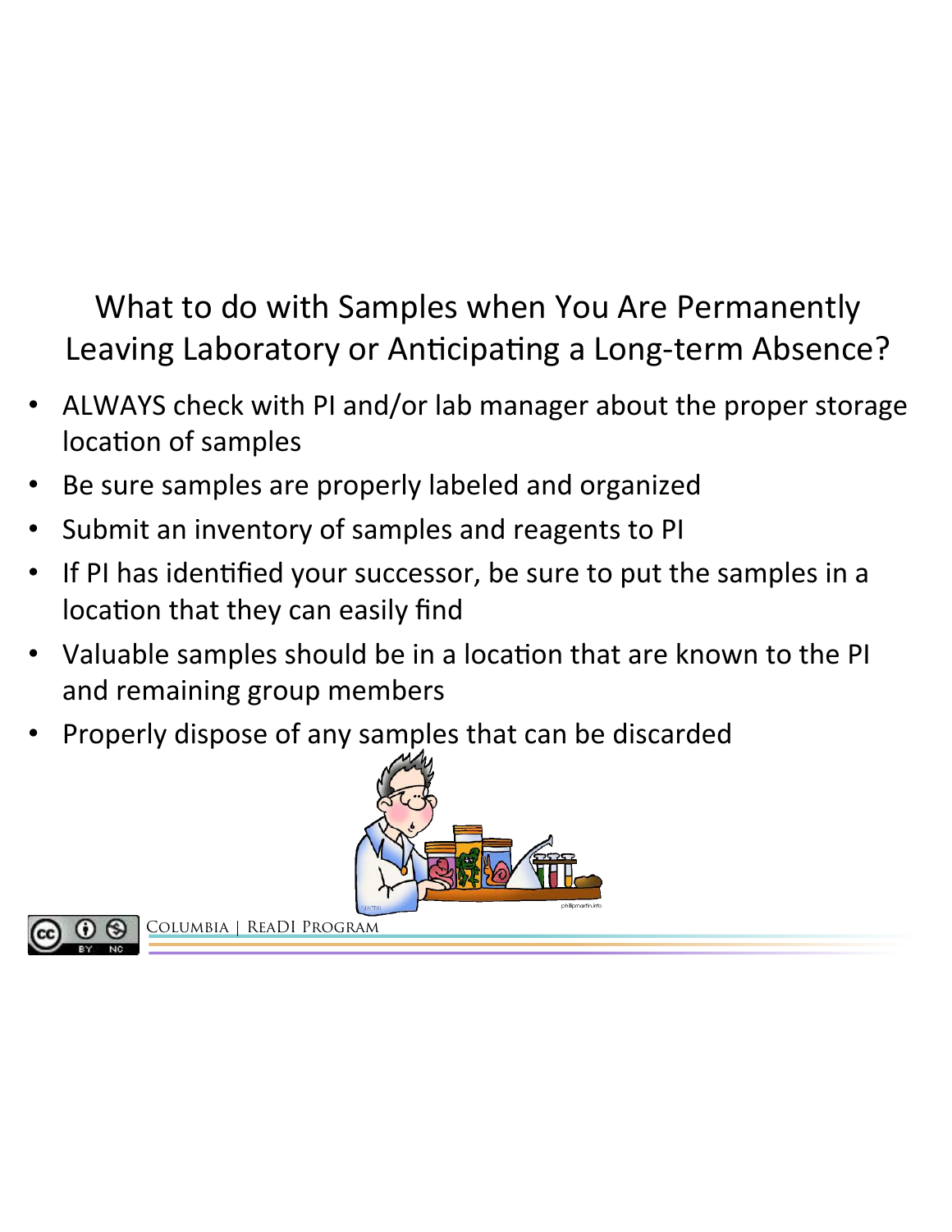## What to do with Samples when You Are Permanently Leaving Laboratory or Anticipating a Long-term Absence?

- ALWAYS check with PI and/or lab manager about the proper storage location of samples
- Be sure samples are properly labeled and organized
- Submit an inventory of samples and reagents to PI
- If PI has identified your successor, be sure to put the samples in a location that they can easily find
- Valuable samples should be in a location that are known to the PI and remaining group members
- Properly dispose of any samples that can be discarded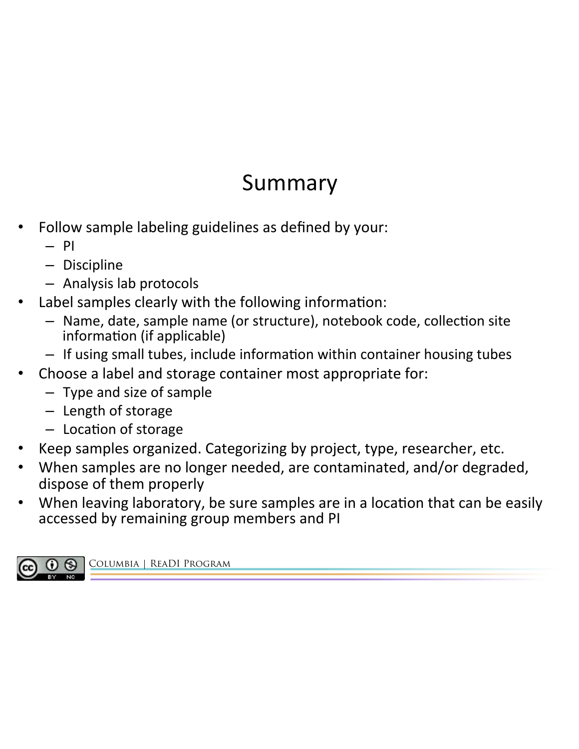# Summary

- Follow sample labeling guidelines as defined by your:
  - PI
  - Discipline
  - Analysis lab protocols
- Label samples clearly with the following information:
  - Name, date, sample name (or structure), notebook code, collection site information (if applicable)
  - If using small tubes, include information within container housing tubes
- Choose a label and storage container most appropriate for:
  - Type and size of sample
  - Length of storage
  - Location of storage
- Keep samples organized. Categorizing by project, type, researcher, etc.
- When samples are no longer needed, are contaminated, and/or degraded, dispose of them properly
- When leaving laboratory, be sure samples are in a location that can be easily accessed by remaining group members and PI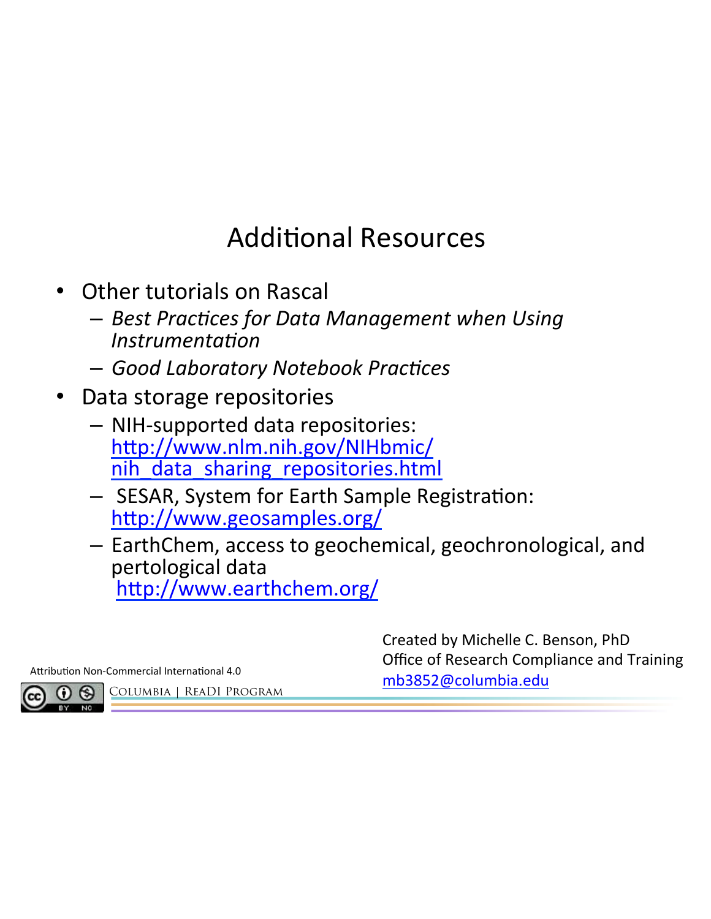# Additional Resources

- Other tutorials on Rascal
  - *Best Practices for Data Management when Using Instrumentation*
  - *Good Laboratory Notebook Practices*
- Data storage repositories
  - NIH-supported data repositories: http://www.nlm.nih.gov/NIHbmic/nih_data_sharing_repositories.html
  - SESAR, System for Earth Sample Registration: http://www.geosamples.org/
  - EarthChem, access to geochemical, geochronological, and pertological data http://www.earthchem.org/

Created by Michelle C. Benson, PhD
Office of Research Compliance and Training
mb3852@columbia.edu

Attribution Non-Commercial International 4.0

Columbia | ReaDI Program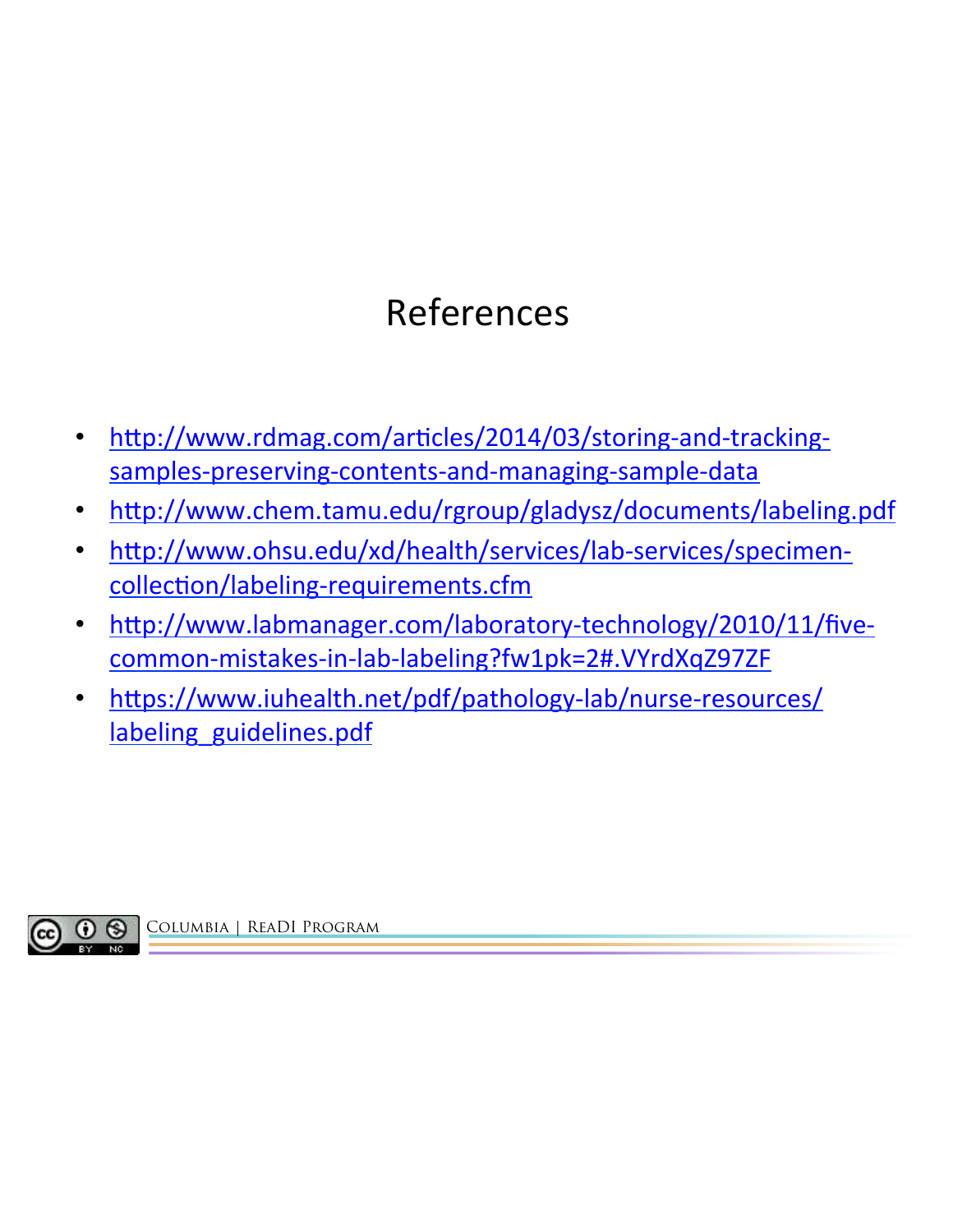# References

- http://www.rdmag.com/articles/2014/03/storing-and-tracking-samples-preserving-contents-and-managing-sample-data
- http://www.chem.tamu.edu/rgroup/gladysz/documents/labeling.pdf
- http://www.ohsu.edu/xd/health/services/lab-services/specimen-collection/labeling-requirements.cfm
- http://www.labmanager.com/laboratory-technology/2010/11/five-common-mistakes-in-lab-labeling?fw1pk=2#.VYrdXqZ97ZF
- https://www.iuhealth.net/pdf/pathology-lab/nurse-resources/labeling_guidelines.pdf